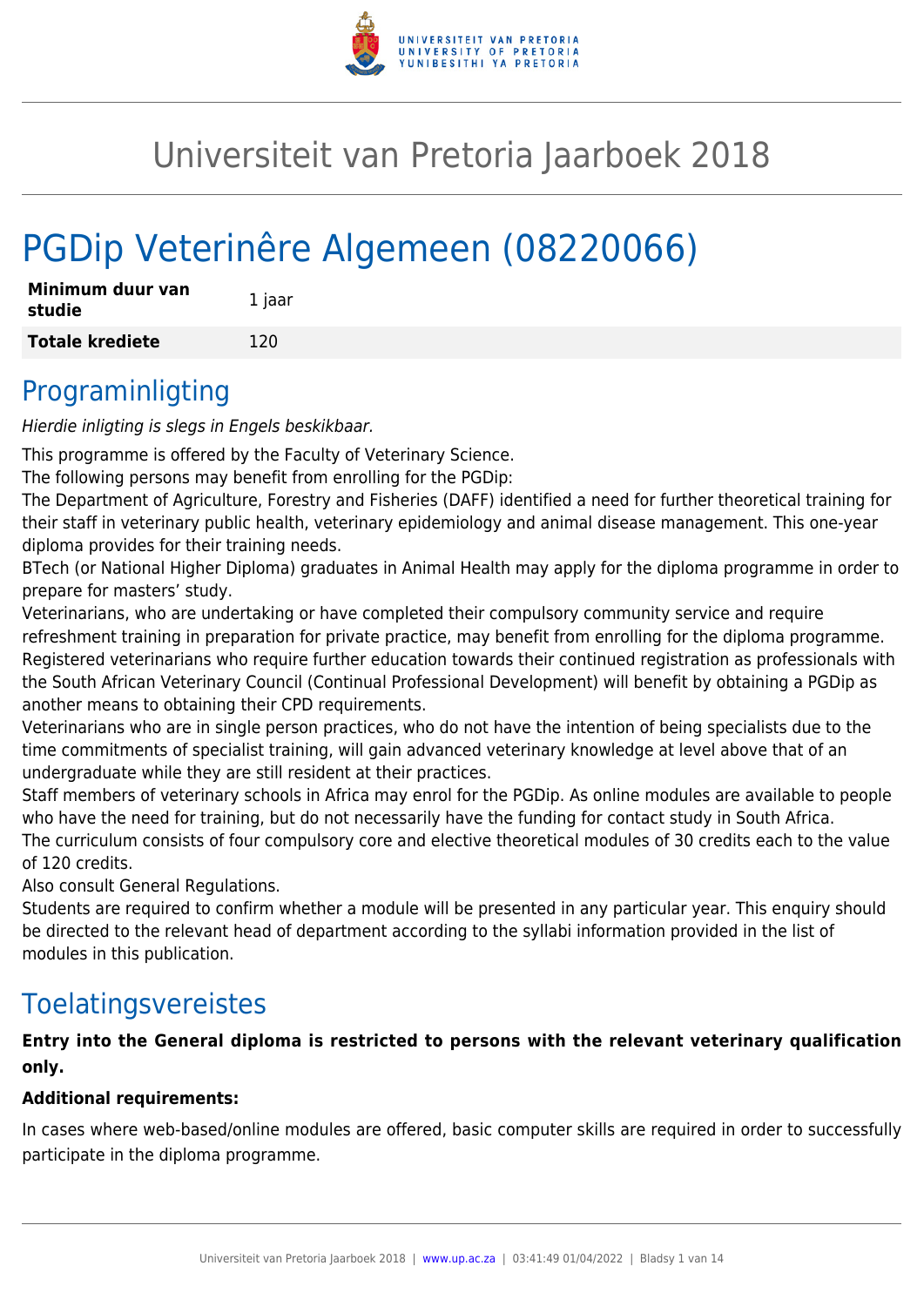# Universiteit van Pretoria Jaarboek 2018

# PGDip Veterinêre Algemeen (08220066)

| | |
|---|---|
| **Minimum duur van studie** | 1 jaar |
| **Totale krediete** | 120 |

## Programinligting

*Hierdie inligting is slegs in Engels beskikbaar.*

This programme is offered by the Faculty of Veterinary Science.
The following persons may benefit from enrolling for the PGDip:
The Department of Agriculture, Forestry and Fisheries (DAFF) identified a need for further theoretical training for their staff in veterinary public health, veterinary epidemiology and animal disease management. This one-year diploma provides for their training needs.
BTech (or National Higher Diploma) graduates in Animal Health may apply for the diploma programme in order to prepare for masters' study.
Veterinarians, who are undertaking or have completed their compulsory community service and require refreshment training in preparation for private practice, may benefit from enrolling for the diploma programme.
Registered veterinarians who require further education towards their continued registration as professionals with the South African Veterinary Council (Continual Professional Development) will benefit by obtaining a PGDip as another means to obtaining their CPD requirements.
Veterinarians who are in single person practices, who do not have the intention of being specialists due to the time commitments of specialist training, will gain advanced veterinary knowledge at level above that of an undergraduate while they are still resident at their practices.
Staff members of veterinary schools in Africa may enrol for the PGDip. As online modules are available to people who have the need for training, but do not necessarily have the funding for contact study in South Africa.
The curriculum consists of four compulsory core and elective theoretical modules of 30 credits each to the value of 120 credits.
Also consult General Regulations.
Students are required to confirm whether a module will be presented in any particular year. This enquiry should be directed to the relevant head of department according to the syllabi information provided in the list of modules in this publication.

## Toelatingsvereistes

**Entry into the General diploma is restricted to persons with the relevant veterinary qualification only.**

**Additional requirements:**

In cases where web-based/online modules are offered, basic computer skills are required in order to successfully participate in the diploma programme.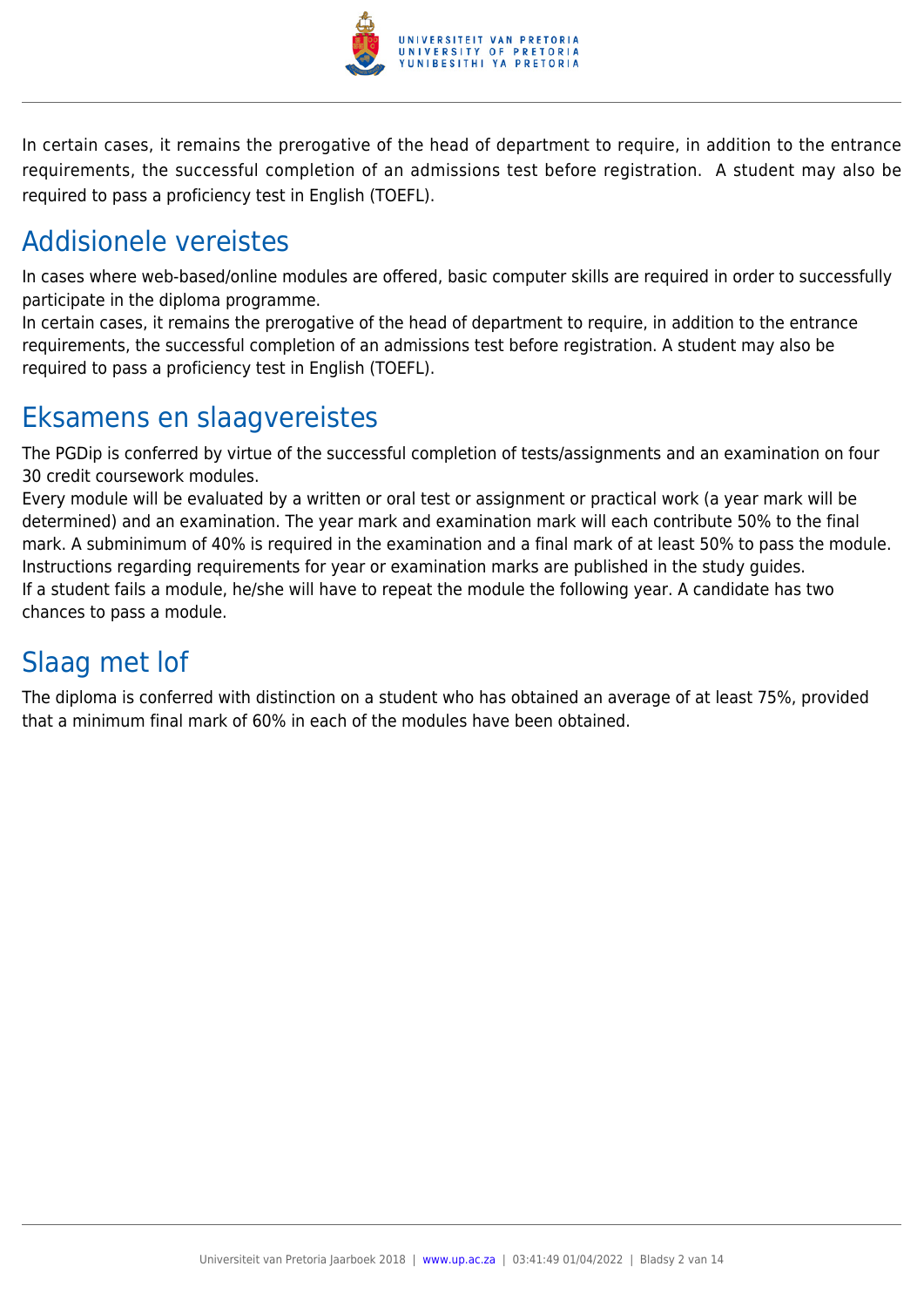In certain cases, it remains the prerogative of the head of department to require, in addition to the entrance requirements, the successful completion of an admissions test before registration.  A student may also be required to pass a proficiency test in English (TOEFL).

## Addisionele vereistes

In cases where web-based/online modules are offered, basic computer skills are required in order to successfully participate in the diploma programme.
In certain cases, it remains the prerogative of the head of department to require, in addition to the entrance requirements, the successful completion of an admissions test before registration. A student may also be required to pass a proficiency test in English (TOEFL).

## Eksamens en slaagvereistes

The PGDip is conferred by virtue of the successful completion of tests/assignments and an examination on four 30 credit coursework modules.
Every module will be evaluated by a written or oral test or assignment or practical work (a year mark will be determined) and an examination. The year mark and examination mark will each contribute 50% to the final mark. A subminimum of 40% is required in the examination and a final mark of at least 50% to pass the module. Instructions regarding requirements for year or examination marks are published in the study guides.
If a student fails a module, he/she will have to repeat the module the following year. A candidate has two chances to pass a module.

## Slaag met lof

The diploma is conferred with distinction on a student who has obtained an average of at least 75%, provided that a minimum final mark of 60% in each of the modules have been obtained.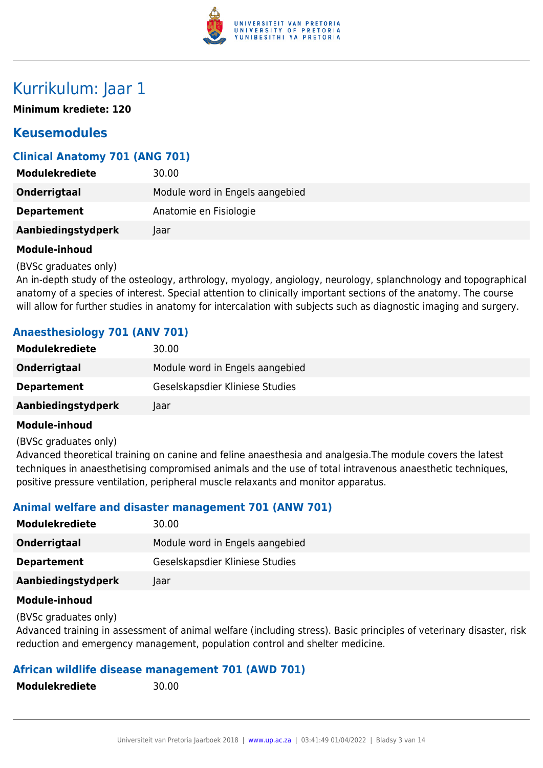# Kurrikulum: Jaar 1

**Minimum krediete: 120**

## Keusemodules

### Clinical Anatomy 701 (ANG 701)

| | |
|---|---|
| **Modulekrediete** | 30.00 |
| **Onderrigtaal** | Module word in Engels aangebied |
| **Departement** | Anatomie en Fisiologie |
| **Aanbiedingstydperk** | Jaar |

**Module-inhoud**

(BVSc graduates only)
An in-depth study of the osteology, arthrology, myology, angiology, neurology, splanchnology and topographical anatomy of a species of interest. Special attention to clinically important sections of the anatomy. The course will allow for further studies in anatomy for intercalation with subjects such as diagnostic imaging and surgery.

### Anaesthesiology 701 (ANV 701)

| | |
|---|---|
| **Modulekrediete** | 30.00 |
| **Onderrigtaal** | Module word in Engels aangebied |
| **Departement** | Geselskapsdier Kliniese Studies |
| **Aanbiedingstydperk** | Jaar |

**Module-inhoud**

(BVSc graduates only)
Advanced theoretical training on canine and feline anaesthesia and analgesia.The module covers the latest techniques in anaesthetising compromised animals and the use of total intravenous anaesthetic techniques, positive pressure ventilation, peripheral muscle relaxants and monitor apparatus.

### Animal welfare and disaster management 701 (ANW 701)

| | |
|---|---|
| **Modulekrediete** | 30.00 |
| **Onderrigtaal** | Module word in Engels aangebied |
| **Departement** | Geselskapsdier Kliniese Studies |
| **Aanbiedingstydperk** | Jaar |

**Module-inhoud**

(BVSc graduates only)
Advanced training in assessment of animal welfare (including stress). Basic principles of veterinary disaster, risk reduction and emergency management, population control and shelter medicine.

### African wildlife disease management 701 (AWD 701)

| | |
|---|---|
| **Modulekrediete** | 30.00 |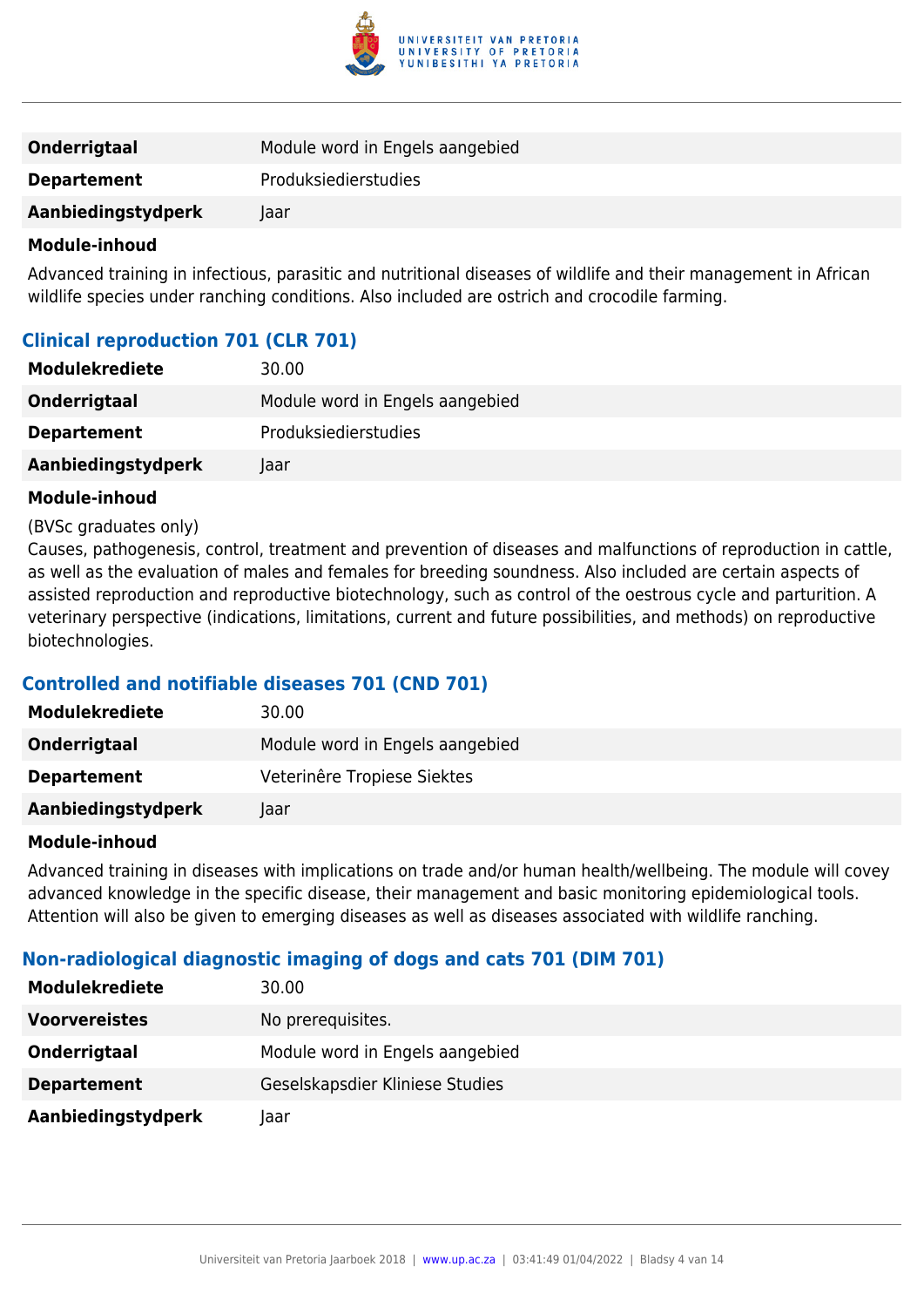| | |
|---|---|
| **Onderrigtaal** | Module word in Engels aangebied |
| **Departement** | Produksiedierstudies |
| **Aanbiedingstydperk** | Jaar |

**Module-inhoud**

Advanced training in infectious, parasitic and nutritional diseases of wildlife and their management in African wildlife species under ranching conditions. Also included are ostrich and crocodile farming.

### Clinical reproduction 701 (CLR 701)

| | |
|---|---|
| **Modulekrediete** | 30.00 |
| **Onderrigtaal** | Module word in Engels aangebied |
| **Departement** | Produksiedierstudies |
| **Aanbiedingstydperk** | Jaar |

**Module-inhoud**

(BVSc graduates only)
Causes, pathogenesis, control, treatment and prevention of diseases and malfunctions of reproduction in cattle, as well as the evaluation of males and females for breeding soundness. Also included are certain aspects of assisted reproduction and reproductive biotechnology, such as control of the oestrous cycle and parturition. A veterinary perspective (indications, limitations, current and future possibilities, and methods) on reproductive biotechnologies.

### Controlled and notifiable diseases 701 (CND 701)

| | |
|---|---|
| **Modulekrediete** | 30.00 |
| **Onderrigtaal** | Module word in Engels aangebied |
| **Departement** | Veterinêre Tropiese Siektes |
| **Aanbiedingstydperk** | Jaar |

**Module-inhoud**

Advanced training in diseases with implications on trade and/or human health/wellbeing. The module will covey advanced knowledge in the specific disease, their management and basic monitoring epidemiological tools. Attention will also be given to emerging diseases as well as diseases associated with wildlife ranching.

### Non-radiological diagnostic imaging of dogs and cats 701 (DIM 701)

| | |
|---|---|
| **Modulekrediete** | 30.00 |
| **Voorvereistes** | No prerequisites. |
| **Onderrigtaal** | Module word in Engels aangebied |
| **Departement** | Geselskapsdier Kliniese Studies |
| **Aanbiedingstydperk** | Jaar |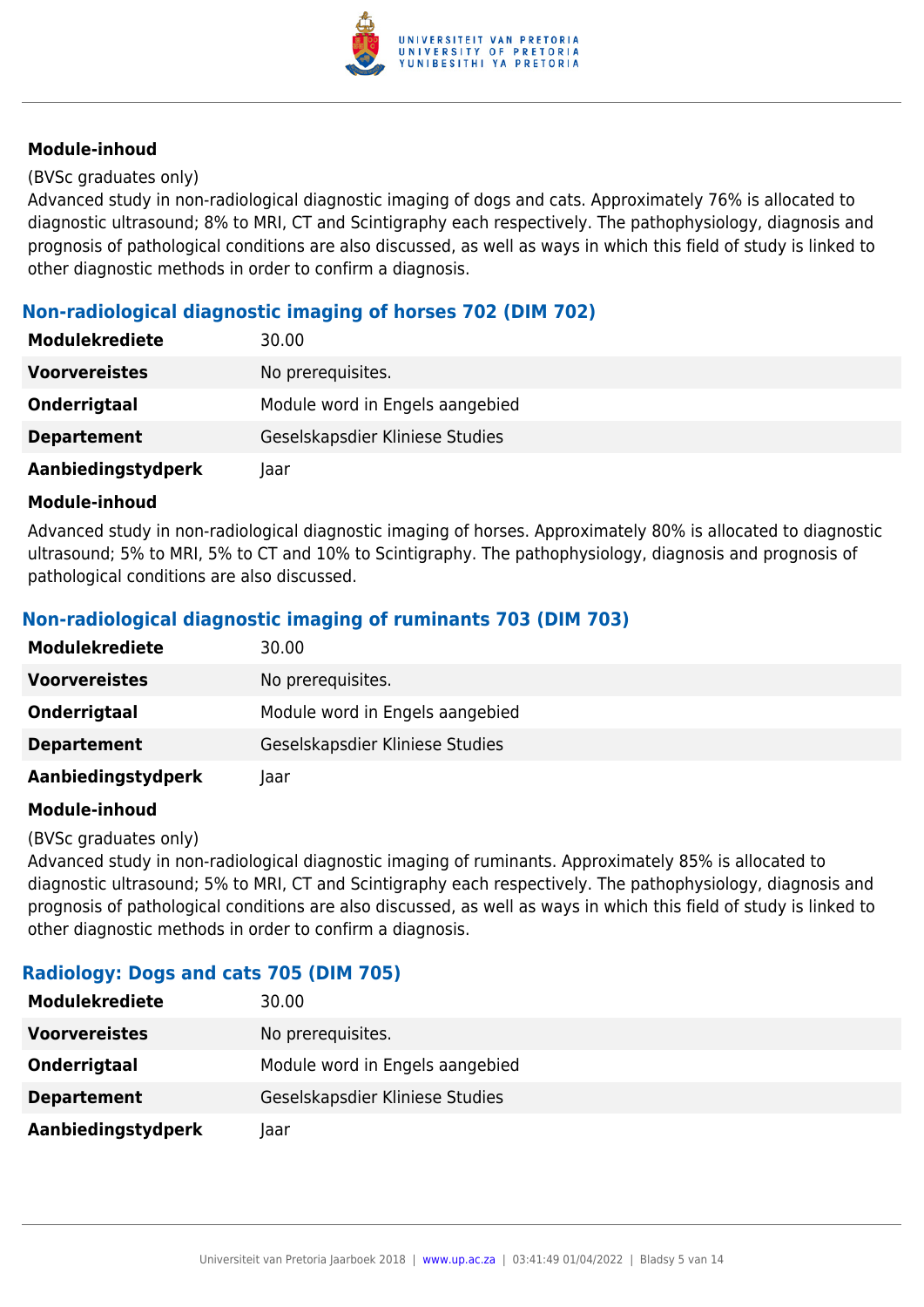#### Module-inhoud

(BVSc graduates only)
Advanced study in non-radiological diagnostic imaging of dogs and cats. Approximately 76% is allocated to diagnostic ultrasound; 8% to MRI, CT and Scintigraphy each respectively. The pathophysiology, diagnosis and prognosis of pathological conditions are also discussed, as well as ways in which this field of study is linked to other diagnostic methods in order to confirm a diagnosis.

### Non-radiological diagnostic imaging of horses 702 (DIM 702)

| | |
|---|---|
| **Modulekrediete** | 30.00 |
| **Voorvereistes** | No prerequisites. |
| **Onderrigtaal** | Module word in Engels aangebied |
| **Departement** | Geselskapsdier Kliniese Studies |
| **Aanbiedingstydperk** | Jaar |

#### Module-inhoud

Advanced study in non-radiological diagnostic imaging of horses. Approximately 80% is allocated to diagnostic ultrasound; 5% to MRI, 5% to CT and 10% to Scintigraphy. The pathophysiology, diagnosis and prognosis of pathological conditions are also discussed.

### Non-radiological diagnostic imaging of ruminants 703 (DIM 703)

| | |
|---|---|
| **Modulekrediete** | 30.00 |
| **Voorvereistes** | No prerequisites. |
| **Onderrigtaal** | Module word in Engels aangebied |
| **Departement** | Geselskapsdier Kliniese Studies |
| **Aanbiedingstydperk** | Jaar |

#### Module-inhoud

(BVSc graduates only)
Advanced study in non-radiological diagnostic imaging of ruminants. Approximately 85% is allocated to diagnostic ultrasound; 5% to MRI, CT and Scintigraphy each respectively. The pathophysiology, diagnosis and prognosis of pathological conditions are also discussed, as well as ways in which this field of study is linked to other diagnostic methods in order to confirm a diagnosis.

### Radiology: Dogs and cats 705 (DIM 705)

| | |
|---|---|
| **Modulekrediete** | 30.00 |
| **Voorvereistes** | No prerequisites. |
| **Onderrigtaal** | Module word in Engels aangebied |
| **Departement** | Geselskapsdier Kliniese Studies |
| **Aanbiedingstydperk** | Jaar |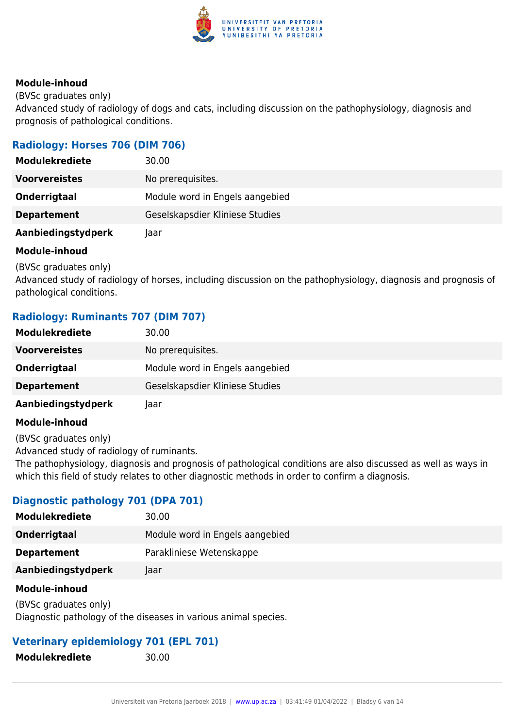**Module-inhoud**

(BVSc graduates only)
Advanced study of radiology of dogs and cats, including discussion on the pathophysiology, diagnosis and prognosis of pathological conditions.

### Radiology: Horses 706 (DIM 706)

| | |
|---|---|
| **Modulekrediete** | 30.00 |
| **Voorvereistes** | No prerequisites. |
| **Onderrigtaal** | Module word in Engels aangebied |
| **Departement** | Geselskapsdier Kliniese Studies |
| **Aanbiedingstydperk** | Jaar |

**Module-inhoud**

(BVSc graduates only)
Advanced study of radiology of horses, including discussion on the pathophysiology, diagnosis and prognosis of pathological conditions.

### Radiology: Ruminants 707 (DIM 707)

| | |
|---|---|
| **Modulekrediete** | 30.00 |
| **Voorvereistes** | No prerequisites. |
| **Onderrigtaal** | Module word in Engels aangebied |
| **Departement** | Geselskapsdier Kliniese Studies |
| **Aanbiedingstydperk** | Jaar |

**Module-inhoud**

(BVSc graduates only)
Advanced study of radiology of ruminants.
The pathophysiology, diagnosis and prognosis of pathological conditions are also discussed as well as ways in which this field of study relates to other diagnostic methods in order to confirm a diagnosis.

### Diagnostic pathology 701 (DPA 701)

| | |
|---|---|
| **Modulekrediete** | 30.00 |
| **Onderrigtaal** | Module word in Engels aangebied |
| **Departement** | Parakliniese Wetenskappe |
| **Aanbiedingstydperk** | Jaar |

**Module-inhoud**

(BVSc graduates only)
Diagnostic pathology of the diseases in various animal species.

### Veterinary epidemiology 701 (EPL 701)

| | |
|---|---|
| **Modulekrediete** | 30.00 |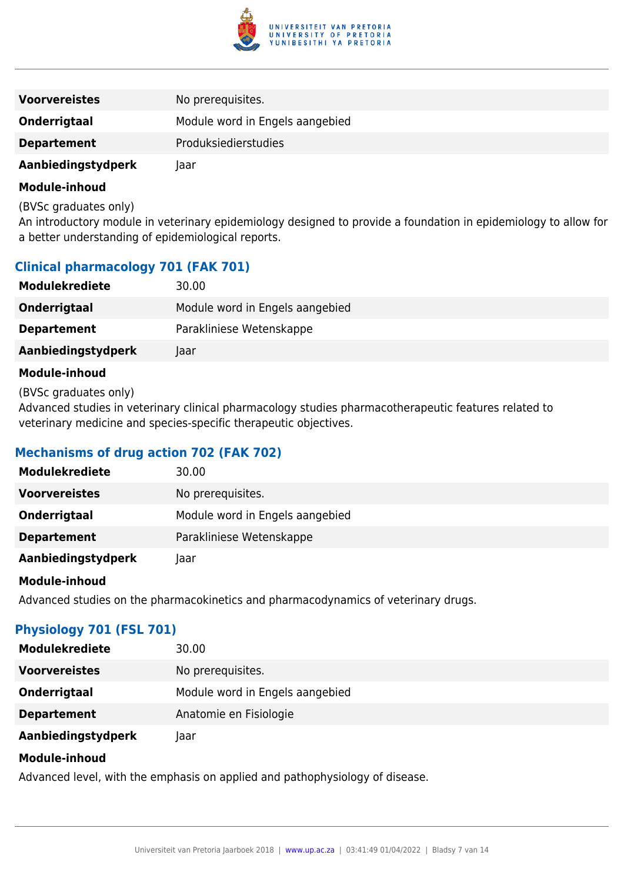| | |
|---|---|
| **Voorvereistes** | No prerequisites. |
| **Onderrigtaal** | Module word in Engels aangebied |
| **Departement** | Produksiedierstudies |
| **Aanbiedingstydperk** | Jaar |

**Module-inhoud**

(BVSc graduates only)
An introductory module in veterinary epidemiology designed to provide a foundation in epidemiology to allow for a better understanding of epidemiological reports.

### Clinical pharmacology 701 (FAK 701)

| | |
|---|---|
| **Modulekrediete** | 30.00 |
| **Onderrigtaal** | Module word in Engels aangebied |
| **Departement** | Parakliniese Wetenskappe |
| **Aanbiedingstydperk** | Jaar |

**Module-inhoud**

(BVSc graduates only)
Advanced studies in veterinary clinical pharmacology studies pharmacotherapeutic features related to veterinary medicine and species-specific therapeutic objectives.

### Mechanisms of drug action 702 (FAK 702)

| | |
|---|---|
| **Modulekrediete** | 30.00 |
| **Voorvereistes** | No prerequisites. |
| **Onderrigtaal** | Module word in Engels aangebied |
| **Departement** | Parakliniese Wetenskappe |
| **Aanbiedingstydperk** | Jaar |

**Module-inhoud**

Advanced studies on the pharmacokinetics and pharmacodynamics of veterinary drugs.

### Physiology 701 (FSL 701)

| | |
|---|---|
| **Modulekrediete** | 30.00 |
| **Voorvereistes** | No prerequisites. |
| **Onderrigtaal** | Module word in Engels aangebied |
| **Departement** | Anatomie en Fisiologie |
| **Aanbiedingstydperk** | Jaar |

**Module-inhoud**

Advanced level, with the emphasis on applied and pathophysiology of disease.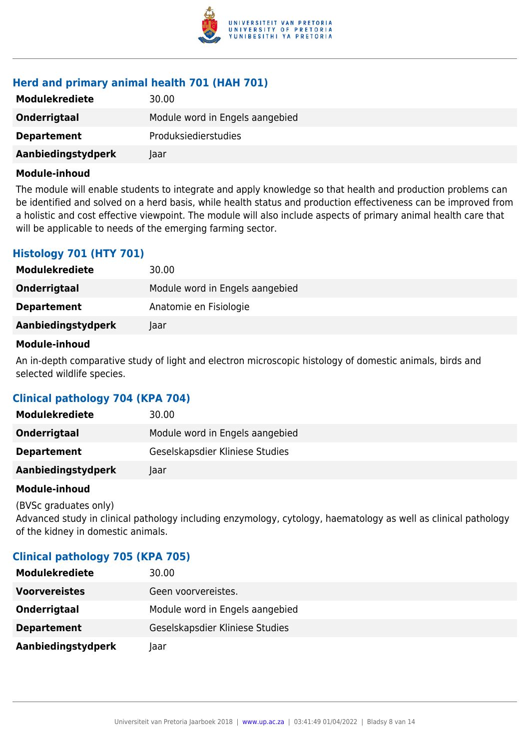### Herd and primary animal health 701 (HAH 701)

| | |
|---|---|
| **Modulekrediete** | 30.00 |
| **Onderrigtaal** | Module word in Engels aangebied |
| **Departement** | Produksiedierstudies |
| **Aanbiedingstydperk** | Jaar |

**Module-inhoud**

The module will enable students to integrate and apply knowledge so that health and production problems can be identified and solved on a herd basis, while health status and production effectiveness can be improved from a holistic and cost effective viewpoint. The module will also include aspects of primary animal health care that will be applicable to needs of the emerging farming sector.

### Histology 701 (HTY 701)

| | |
|---|---|
| **Modulekrediete** | 30.00 |
| **Onderrigtaal** | Module word in Engels aangebied |
| **Departement** | Anatomie en Fisiologie |
| **Aanbiedingstydperk** | Jaar |

**Module-inhoud**

An in-depth comparative study of light and electron microscopic histology of domestic animals, birds and selected wildlife species.

### Clinical pathology 704 (KPA 704)

| | |
|---|---|
| **Modulekrediete** | 30.00 |
| **Onderrigtaal** | Module word in Engels aangebied |
| **Departement** | Geselskapsdier Kliniese Studies |
| **Aanbiedingstydperk** | Jaar |

**Module-inhoud**

(BVSc graduates only)
Advanced study in clinical pathology including enzymology, cytology, haematology as well as clinical pathology of the kidney in domestic animals.

### Clinical pathology 705 (KPA 705)

| | |
|---|---|
| **Modulekrediete** | 30.00 |
| **Voorvereistes** | Geen voorvereistes. |
| **Onderrigtaal** | Module word in Engels aangebied |
| **Departement** | Geselskapsdier Kliniese Studies |
| **Aanbiedingstydperk** | Jaar |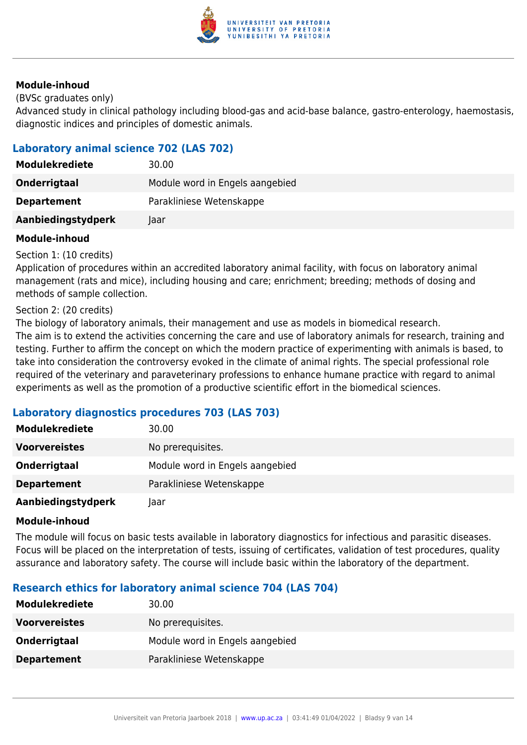**Module-inhoud**

(BVSc graduates only)

Advanced study in clinical pathology including blood-gas and acid-base balance, gastro-enterology, haemostasis, diagnostic indices and principles of domestic animals.

### Laboratory animal science 702 (LAS 702)

| | |
|---|---|
| **Modulekrediete** | 30.00 |
| **Onderrigtaal** | Module word in Engels aangebied |
| **Departement** | Parakliniese Wetenskappe |
| **Aanbiedingstydperk** | Jaar |

**Module-inhoud**

Section 1: (10 credits)

Application of procedures within an accredited laboratory animal facility, with focus on laboratory animal management (rats and mice), including housing and care; enrichment; breeding; methods of dosing and methods of sample collection.

Section 2: (20 credits)

The biology of laboratory animals, their management and use as models in biomedical research.

The aim is to extend the activities concerning the care and use of laboratory animals for research, training and testing. Further to affirm the concept on which the modern practice of experimenting with animals is based, to take into consideration the controversy evoked in the climate of animal rights. The special professional role required of the veterinary and paraveterinary professions to enhance humane practice with regard to animal experiments as well as the promotion of a productive scientific effort in the biomedical sciences.

### Laboratory diagnostics procedures 703 (LAS 703)

| | |
|---|---|
| **Modulekrediete** | 30.00 |
| **Voorvereistes** | No prerequisites. |
| **Onderrigtaal** | Module word in Engels aangebied |
| **Departement** | Parakliniese Wetenskappe |
| **Aanbiedingstydperk** | Jaar |

**Module-inhoud**

The module will focus on basic tests available in laboratory diagnostics for infectious and parasitic diseases. Focus will be placed on the interpretation of tests, issuing of certificates, validation of test procedures, quality assurance and laboratory safety. The course will include basic within the laboratory of the department.

### Research ethics for laboratory animal science 704 (LAS 704)

| | |
|---|---|
| **Modulekrediete** | 30.00 |
| **Voorvereistes** | No prerequisites. |
| **Onderrigtaal** | Module word in Engels aangebied |
| **Departement** | Parakliniese Wetenskappe |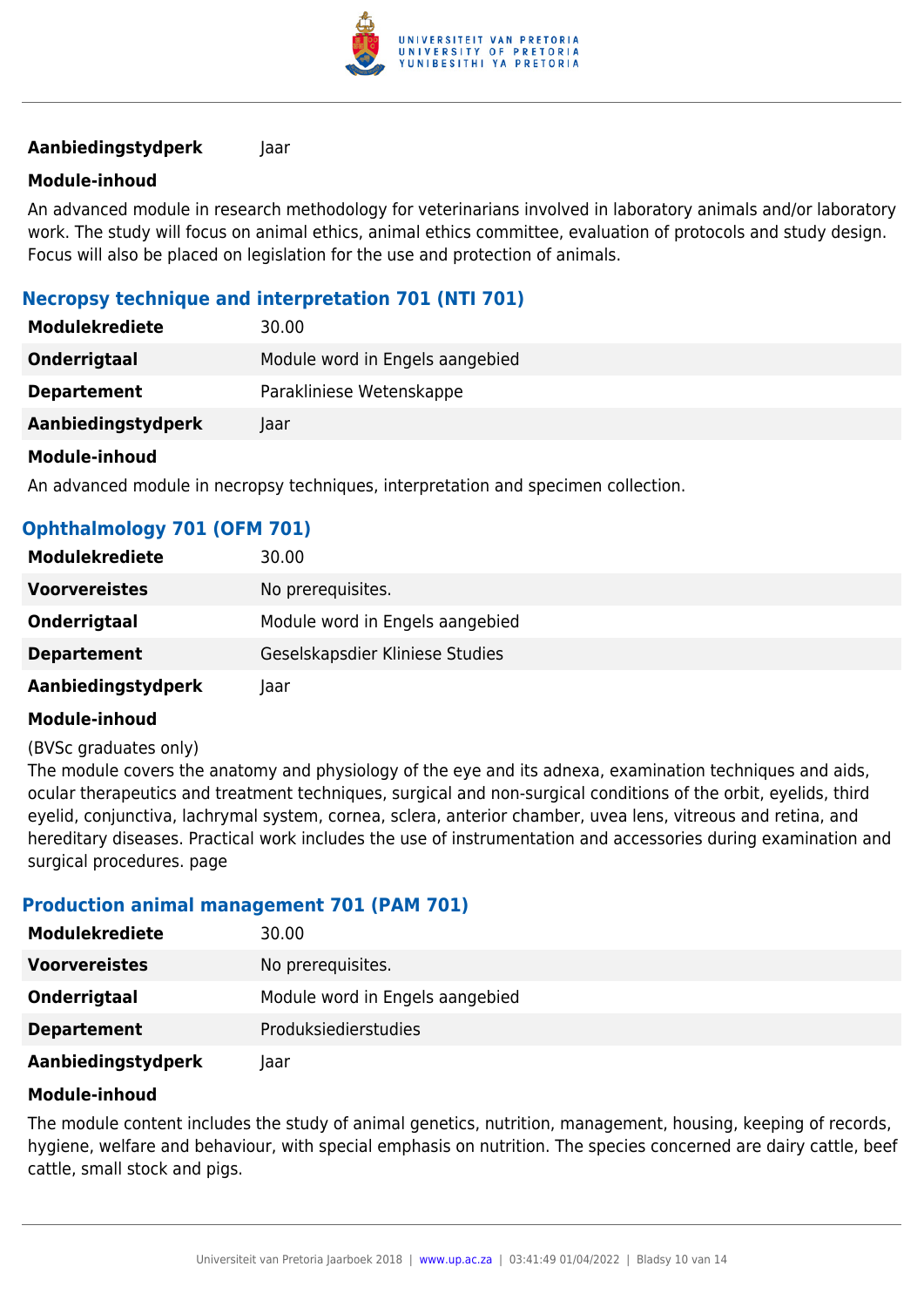| | |
|---|---|
| **Aanbiedingstydperk** | Jaar |

**Module-inhoud**

An advanced module in research methodology for veterinarians involved in laboratory animals and/or laboratory work. The study will focus on animal ethics, animal ethics committee, evaluation of protocols and study design. Focus will also be placed on legislation for the use and protection of animals.

### Necropsy technique and interpretation 701 (NTI 701)

| | |
|---|---|
| **Modulekrediete** | 30.00 |
| **Onderrigtaal** | Module word in Engels aangebied |
| **Departement** | Parakliniese Wetenskappe |
| **Aanbiedingstydperk** | Jaar |

**Module-inhoud**

An advanced module in necropsy techniques, interpretation and specimen collection.

### Ophthalmology 701 (OFM 701)

| | |
|---|---|
| **Modulekrediete** | 30.00 |
| **Voorvereistes** | No prerequisites. |
| **Onderrigtaal** | Module word in Engels aangebied |
| **Departement** | Geselskapsdier Kliniese Studies |
| **Aanbiedingstydperk** | Jaar |

**Module-inhoud**

(BVSc graduates only)
The module covers the anatomy and physiology of the eye and its adnexa, examination techniques and aids, ocular therapeutics and treatment techniques, surgical and non-surgical conditions of the orbit, eyelids, third eyelid, conjunctiva, lachrymal system, cornea, sclera, anterior chamber, uvea lens, vitreous and retina, and hereditary diseases. Practical work includes the use of instrumentation and accessories during examination and surgical procedures. page

### Production animal management 701 (PAM 701)

| | |
|---|---|
| **Modulekrediete** | 30.00 |
| **Voorvereistes** | No prerequisites. |
| **Onderrigtaal** | Module word in Engels aangebied |
| **Departement** | Produksiedierstudies |
| **Aanbiedingstydperk** | Jaar |

**Module-inhoud**

The module content includes the study of animal genetics, nutrition, management, housing, keeping of records, hygiene, welfare and behaviour, with special emphasis on nutrition. The species concerned are dairy cattle, beef cattle, small stock and pigs.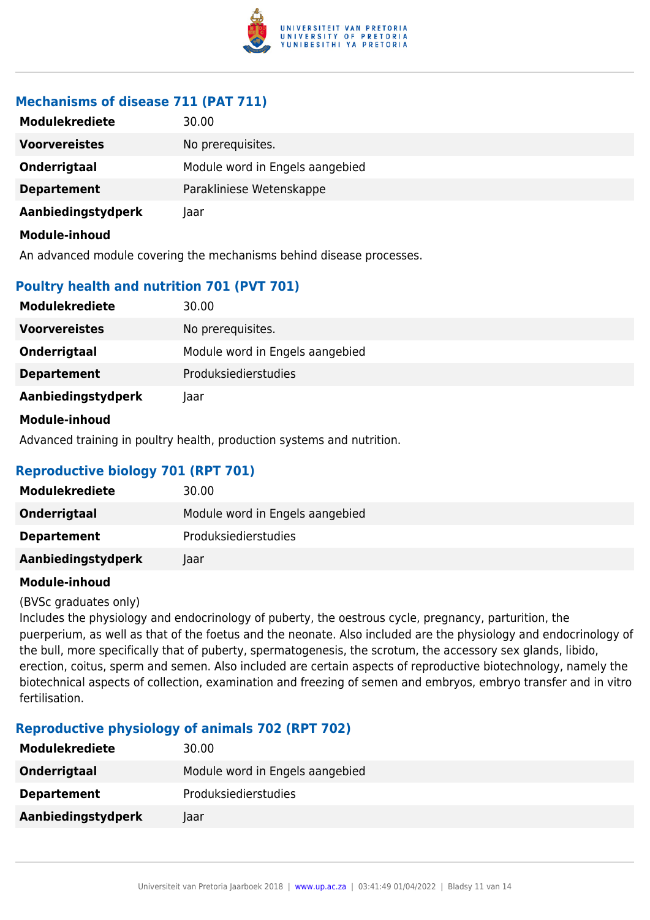### Mechanisms of disease 711 (PAT 711)

| | |
|---|---|
| **Modulekrediete** | 30.00 |
| **Voorvereistes** | No prerequisites. |
| **Onderrigtaal** | Module word in Engels aangebied |
| **Departement** | Parakliniese Wetenskappe |
| **Aanbiedingstydperk** | Jaar |

**Module-inhoud**

An advanced module covering the mechanisms behind disease processes.

### Poultry health and nutrition 701 (PVT 701)

| | |
|---|---|
| **Modulekrediete** | 30.00 |
| **Voorvereistes** | No prerequisites. |
| **Onderrigtaal** | Module word in Engels aangebied |
| **Departement** | Produksiedierstudies |
| **Aanbiedingstydperk** | Jaar |

**Module-inhoud**

Advanced training in poultry health, production systems and nutrition.

### Reproductive biology 701 (RPT 701)

| | |
|---|---|
| **Modulekrediete** | 30.00 |
| **Onderrigtaal** | Module word in Engels aangebied |
| **Departement** | Produksiedierstudies |
| **Aanbiedingstydperk** | Jaar |

**Module-inhoud**

(BVSc graduates only)
Includes the physiology and endocrinology of puberty, the oestrous cycle, pregnancy, parturition, the puerperium, as well as that of the foetus and the neonate. Also included are the physiology and endocrinology of the bull, more specifically that of puberty, spermatogenesis, the scrotum, the accessory sex glands, libido, erection, coitus, sperm and semen. Also included are certain aspects of reproductive biotechnology, namely the biotechnical aspects of collection, examination and freezing of semen and embryos, embryo transfer and in vitro fertilisation.

### Reproductive physiology of animals 702 (RPT 702)

| | |
|---|---|
| **Modulekrediete** | 30.00 |
| **Onderrigtaal** | Module word in Engels aangebied |
| **Departement** | Produksiedierstudies |
| **Aanbiedingstydperk** | Jaar |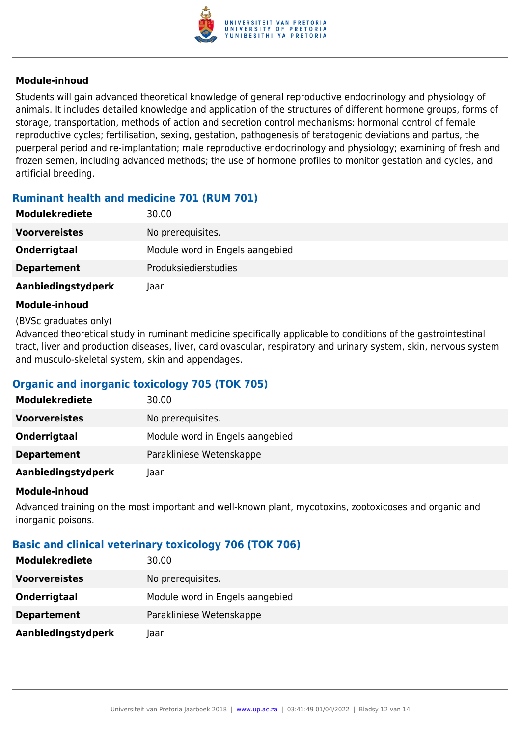#### Module-inhoud

Students will gain advanced theoretical knowledge of general reproductive endocrinology and physiology of animals. It includes detailed knowledge and application of the structures of different hormone groups, forms of storage, transportation, methods of action and secretion control mechanisms: hormonal control of female reproductive cycles; fertilisation, sexing, gestation, pathogenesis of teratogenic deviations and partus, the puerperal period and re-implantation; male reproductive endocrinology and physiology; examining of fresh and frozen semen, including advanced methods; the use of hormone profiles to monitor gestation and cycles, and artificial breeding.

### Ruminant health and medicine 701 (RUM 701)

| | |
|---|---|
| **Modulekrediete** | 30.00 |
| **Voorvereistes** | No prerequisites. |
| **Onderrigtaal** | Module word in Engels aangebied |
| **Departement** | Produksiedierstudies |
| **Aanbiedingstydperk** | Jaar |

#### Module-inhoud

(BVSc graduates only)
Advanced theoretical study in ruminant medicine specifically applicable to conditions of the gastrointestinal tract, liver and production diseases, liver, cardiovascular, respiratory and urinary system, skin, nervous system and musculo-skeletal system, skin and appendages.

### Organic and inorganic toxicology 705 (TOK 705)

| | |
|---|---|
| **Modulekrediete** | 30.00 |
| **Voorvereistes** | No prerequisites. |
| **Onderrigtaal** | Module word in Engels aangebied |
| **Departement** | Parakliniese Wetenskappe |
| **Aanbiedingstydperk** | Jaar |

#### Module-inhoud

Advanced training on the most important and well-known plant, mycotoxins, zootoxicoses and organic and inorganic poisons.

### Basic and clinical veterinary toxicology 706 (TOK 706)

| | |
|---|---|
| **Modulekrediete** | 30.00 |
| **Voorvereistes** | No prerequisites. |
| **Onderrigtaal** | Module word in Engels aangebied |
| **Departement** | Parakliniese Wetenskappe |
| **Aanbiedingstydperk** | Jaar |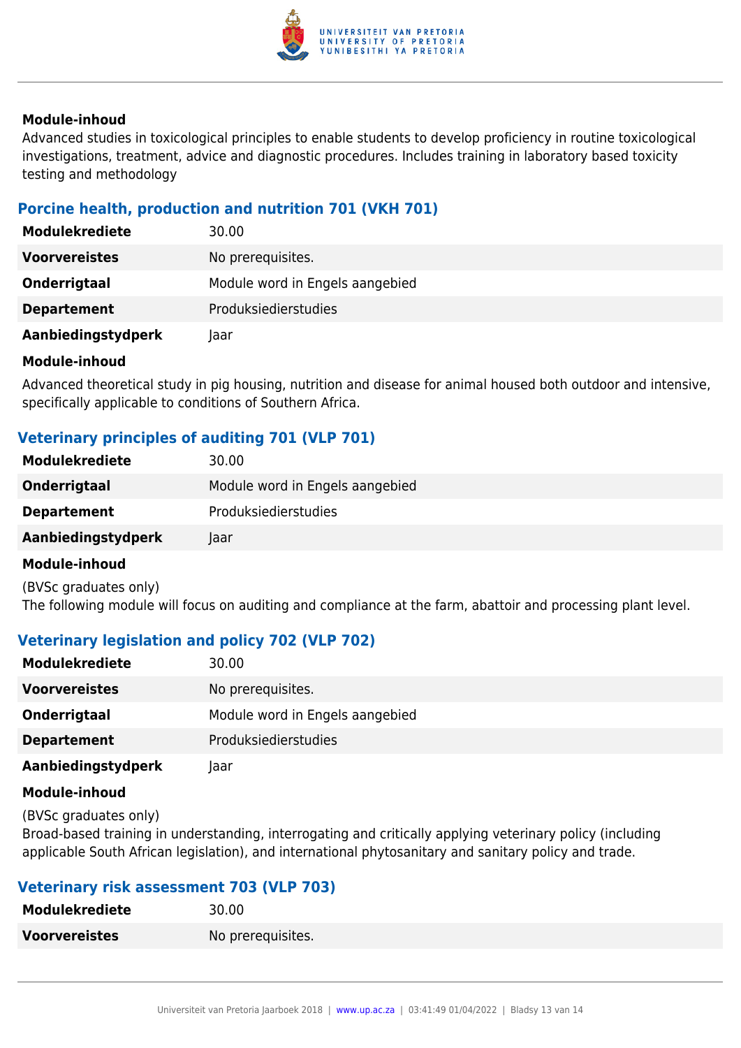**Module-inhoud**

Advanced studies in toxicological principles to enable students to develop proficiency in routine toxicological investigations, treatment, advice and diagnostic procedures. Includes training in laboratory based toxicity testing and methodology

## Porcine health, production and nutrition 701 (VKH 701)

| | |
|---|---|
| **Modulekrediete** | 30.00 |
| **Voorvereistes** | No prerequisites. |
| **Onderrigtaal** | Module word in Engels aangebied |
| **Departement** | Produksiedierstudies |
| **Aanbiedingstydperk** | Jaar |

**Module-inhoud**

Advanced theoretical study in pig housing, nutrition and disease for animal housed both outdoor and intensive, specifically applicable to conditions of Southern Africa.

## Veterinary principles of auditing 701 (VLP 701)

| | |
|---|---|
| **Modulekrediete** | 30.00 |
| **Onderrigtaal** | Module word in Engels aangebied |
| **Departement** | Produksiedierstudies |
| **Aanbiedingstydperk** | Jaar |

**Module-inhoud**

(BVSc graduates only)
The following module will focus on auditing and compliance at the farm, abattoir and processing plant level.

## Veterinary legislation and policy 702 (VLP 702)

| | |
|---|---|
| **Modulekrediete** | 30.00 |
| **Voorvereistes** | No prerequisites. |
| **Onderrigtaal** | Module word in Engels aangebied |
| **Departement** | Produksiedierstudies |
| **Aanbiedingstydperk** | Jaar |

**Module-inhoud**

(BVSc graduates only)
Broad-based training in understanding, interrogating and critically applying veterinary policy (including applicable South African legislation), and international phytosanitary and sanitary policy and trade.

## Veterinary risk assessment 703 (VLP 703)

| | |
|---|---|
| **Modulekrediete** | 30.00 |
| **Voorvereistes** | No prerequisites. |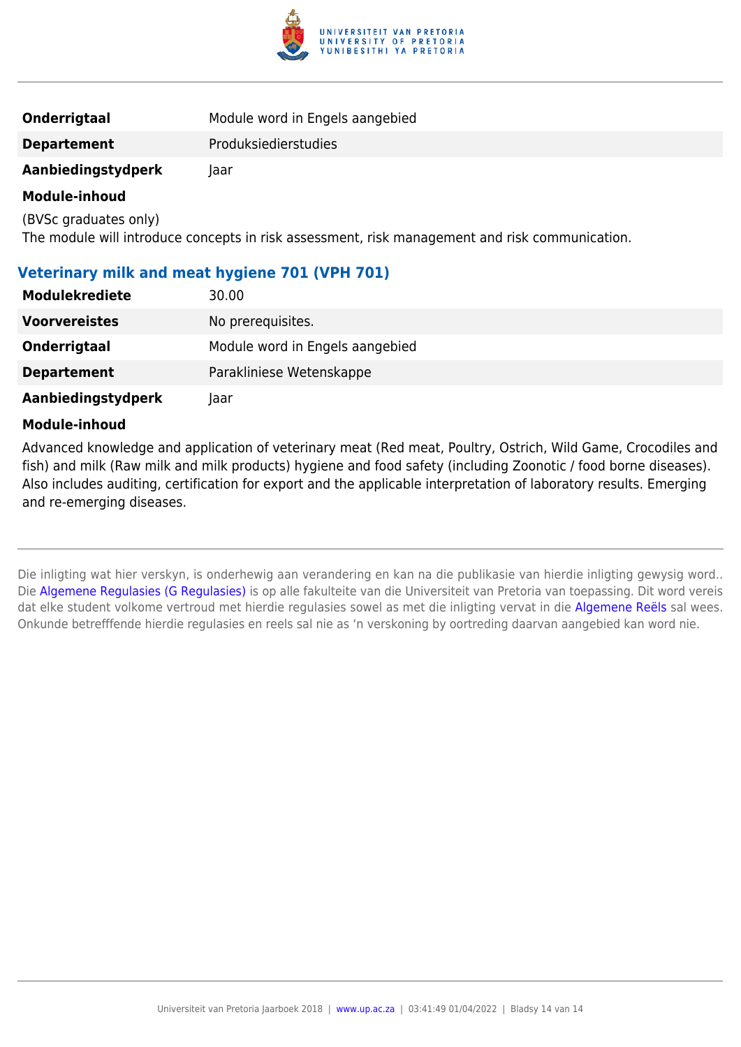| | |
|---|---|
| **Onderrigtaal** | Module word in Engels aangebied |
| **Departement** | Produksiedierstudies |
| **Aanbiedingstydperk** | Jaar |

**Module-inhoud**

(BVSc graduates only)
The module will introduce concepts in risk assessment, risk management and risk communication.

### Veterinary milk and meat hygiene 701 (VPH 701)

| | |
|---|---|
| **Modulekrediete** | 30.00 |
| **Voorvereistes** | No prerequisites. |
| **Onderrigtaal** | Module word in Engels aangebied |
| **Departement** | Parakliniese Wetenskappe |
| **Aanbiedingstydperk** | Jaar |

**Module-inhoud**

Advanced knowledge and application of veterinary meat (Red meat, Poultry, Ostrich, Wild Game, Crocodiles and fish) and milk (Raw milk and milk products) hygiene and food safety (including Zoonotic / food borne diseases). Also includes auditing, certification for export and the applicable interpretation of laboratory results. Emerging and re-emerging diseases.

---

Die inligting wat hier verskyn, is onderhewig aan verandering en kan na die publikasie van hierdie inligting gewysig word.. Die Algemene Regulasies (G Regulasies) is op alle fakulteite van die Universiteit van Pretoria van toepassing. Dit word vereis dat elke student volkome vertroud met hierdie regulasies sowel as met die inligting vervat in die Algemene Reëls sal wees. Onkunde betrefffende hierdie regulasies en reels sal nie as 'n verskoning by oortreding daarvan aangebied kan word nie.